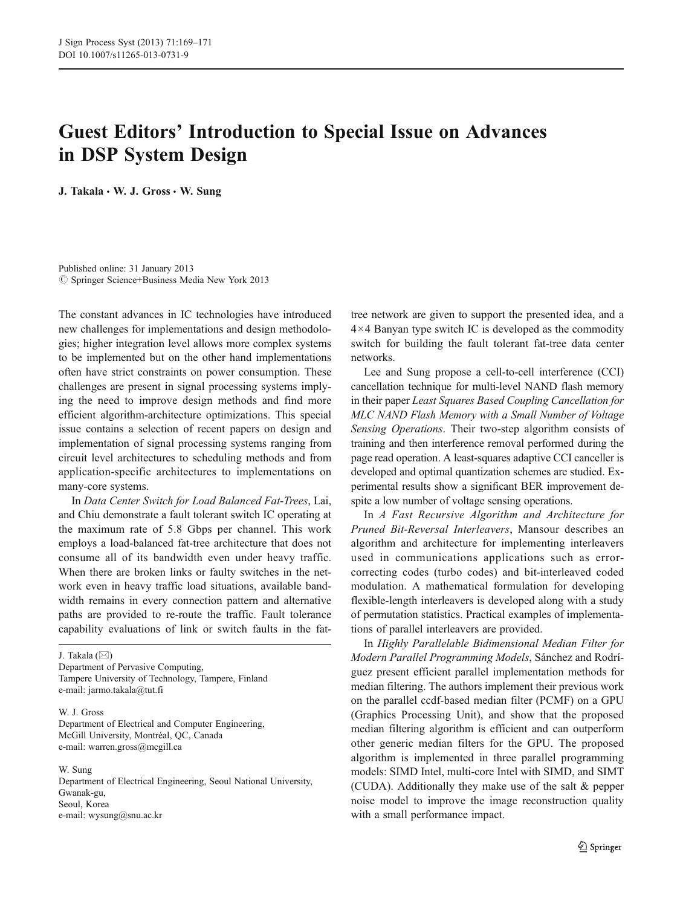# Guest Editors' Introduction to Special Issue on Advances in DSP System Design

**J. Takala · W. J. Gross · W. Sung**

Published online: 31 January 2013
© Springer Science+Business Media New York 2013

The constant advances in IC technologies have introduced new challenges for implementations and design methodologies; higher integration level allows more complex systems to be implemented but on the other hand implementations often have strict constraints on power consumption. These challenges are present in signal processing systems implying the need to improve design methods and find more efficient algorithm-architecture optimizations. This special issue contains a selection of recent papers on design and implementation of signal processing systems ranging from circuit level architectures to scheduling methods and from application-specific architectures to implementations on many-core systems.

In *Data Center Switch for Load Balanced Fat-Trees*, Lai, and Chiu demonstrate a fault tolerant switch IC operating at the maximum rate of 5.8 Gbps per channel. This work employs a load-balanced fat-tree architecture that does not consume all of its bandwidth even under heavy traffic. When there are broken links or faulty switches in the network even in heavy traffic load situations, available bandwidth remains in every connection pattern and alternative paths are provided to re-route the traffic. Fault tolerance capability evaluations of link or switch faults in the fat-tree network are given to support the presented idea, and a $4 \times 4$ Banyan type switch IC is developed as the commodity switch for building the fault tolerant fat-tree data center networks.

Lee and Sung propose a cell-to-cell interference (CCI) cancellation technique for multi-level NAND flash memory in their paper *Least Squares Based Coupling Cancellation for MLC NAND Flash Memory with a Small Number of Voltage Sensing Operations*. Their two-step algorithm consists of training and then interference removal performed during the page read operation. A least-squares adaptive CCI canceller is developed and optimal quantization schemes are studied. Experimental results show a significant BER improvement despite a low number of voltage sensing operations.

In *A Fast Recursive Algorithm and Architecture for Pruned Bit-Reversal Interleavers*, Mansour describes an algorithm and architecture for implementing interleavers used in communications applications such as error-correcting codes (turbo codes) and bit-interleaved coded modulation. A mathematical formulation for developing flexible-length interleavers is developed along with a study of permutation statistics. Practical examples of implementations of parallel interleavers are provided.

In *Highly Parallelable Bidimensional Median Filter for Modern Parallel Programming Models*, Sánchez and Rodríguez present efficient parallel implementation methods for median filtering. The authors implement their previous work on the parallel ccdf-based median filter (PCMF) on a GPU (Graphics Processing Unit), and show that the proposed median filtering algorithm is efficient and can outperform other generic median filters for the GPU. The proposed algorithm is implemented in three parallel programming models: SIMD Intel, multi-core Intel with SIMD, and SIMT (CUDA). Additionally they make use of the salt & pepper noise model to improve the image reconstruction quality with a small performance impact.

---

J. Takala (✉)
Department of Pervasive Computing,
Tampere University of Technology, Tampere, Finland
e-mail: jarmo.takala@tut.fi

W. J. Gross
Department of Electrical and Computer Engineering,
McGill University, Montréal, QC, Canada
e-mail: warren.gross@mcgill.ca

W. Sung
Department of Electrical Engineering, Seoul National University,
Gwanak-gu,
Seoul, Korea
e-mail: wysung@snu.ac.kr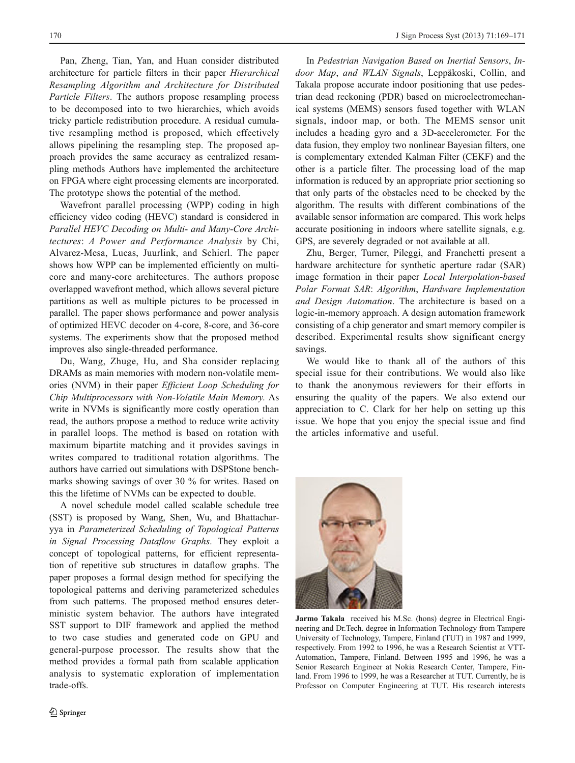Pan, Zheng, Tian, Yan, and Huan consider distributed architecture for particle filters in their paper *Hierarchical Resampling Algorithm and Architecture for Distributed Particle Filters*. The authors propose resampling process to be decomposed into to two hierarchies, which avoids tricky particle redistribution procedure. A residual cumulative resampling method is proposed, which effectively allows pipelining the resampling step. The proposed approach provides the same accuracy as centralized resampling methods Authors have implemented the architecture on FPGA where eight processing elements are incorporated. The prototype shows the potential of the method.

Wavefront parallel processing (WPP) coding in high efficiency video coding (HEVC) standard is considered in *Parallel HEVC Decoding on Multi- and Many-Core Architectures: A Power and Performance Analysis* by Chi, Alvarez-Mesa, Lucas, Juurlink, and Schierl. The paper shows how WPP can be implemented efficiently on multicore and many-core architectures. The authors propose overlapped wavefront method, which allows several picture partitions as well as multiple pictures to be processed in parallel. The paper shows performance and power analysis of optimized HEVC decoder on 4-core, 8-core, and 36-core systems. The experiments show that the proposed method improves also single-threaded performance.

Du, Wang, Zhuge, Hu, and Sha consider replacing DRAMs as main memories with modern non-volatile memories (NVM) in their paper *Efficient Loop Scheduling for Chip Multiprocessors with Non-Volatile Main Memory*. As write in NVMs is significantly more costly operation than read, the authors propose a method to reduce write activity in parallel loops. The method is based on rotation with maximum bipartite matching and it provides savings in writes compared to traditional rotation algorithms. The authors have carried out simulations with DSPStone benchmarks showing savings of over 30 % for writes. Based on this the lifetime of NVMs can be expected to double.

A novel schedule model called scalable schedule tree (SST) is proposed by Wang, Shen, Wu, and Bhattacharyya in *Parameterized Scheduling of Topological Patterns in Signal Processing Dataflow Graphs*. They exploit a concept of topological patterns, for efficient representation of repetitive sub structures in dataflow graphs. The paper proposes a formal design method for specifying the topological patterns and deriving parameterized schedules from such patterns. The proposed method ensures deterministic system behavior. The authors have integrated SST support to DIF framework and applied the method to two case studies and generated code on GPU and general-purpose processor. The results show that the method provides a formal path from scalable application analysis to systematic exploration of implementation trade-offs.

In *Pedestrian Navigation Based on Inertial Sensors, Indoor Map, and WLAN Signals*, Leppäkoski, Collin, and Takala propose accurate indoor positioning that use pedestrian dead reckoning (PDR) based on microelectromechanical systems (MEMS) sensors fused together with WLAN signals, indoor map, or both. The MEMS sensor unit includes a heading gyro and a 3D-accelerometer. For the data fusion, they employ two nonlinear Bayesian filters, one is complementary extended Kalman Filter (CEKF) and the other is a particle filter. The processing load of the map information is reduced by an appropriate prior sectioning so that only parts of the obstacles need to be checked by the algorithm. The results with different combinations of the available sensor information are compared. This work helps accurate positioning in indoors where satellite signals, e.g. GPS, are severely degraded or not available at all.

Zhu, Berger, Turner, Pileggi, and Franchetti present a hardware architecture for synthetic aperture radar (SAR) image formation in their paper *Local Interpolation-based Polar Format SAR: Algorithm, Hardware Implementation and Design Automation*. The architecture is based on a logic-in-memory approach. A design automation framework consisting of a chip generator and smart memory compiler is described. Experimental results show significant energy savings.

We would like to thank all of the authors of this special issue for their contributions. We would also like to thank the anonymous reviewers for their efforts in ensuring the quality of the papers. We also extend our appreciation to C. Clark for her help on setting up this issue. We hope that you enjoy the special issue and find the articles informative and useful.

**Jarmo Takala** received his M.Sc. (hons) degree in Electrical Engineering and Dr.Tech. degree in Information Technology from Tampere University of Technology, Tampere, Finland (TUT) in 1987 and 1999, respectively. From 1992 to 1996, he was a Research Scientist at VTT-Automation, Tampere, Finland. Between 1995 and 1996, he was a Senior Research Engineer at Nokia Research Center, Tampere, Finland. From 1996 to 1999, he was a Researcher at TUT. Currently, he is Professor on Computer Engineering at TUT. His research interests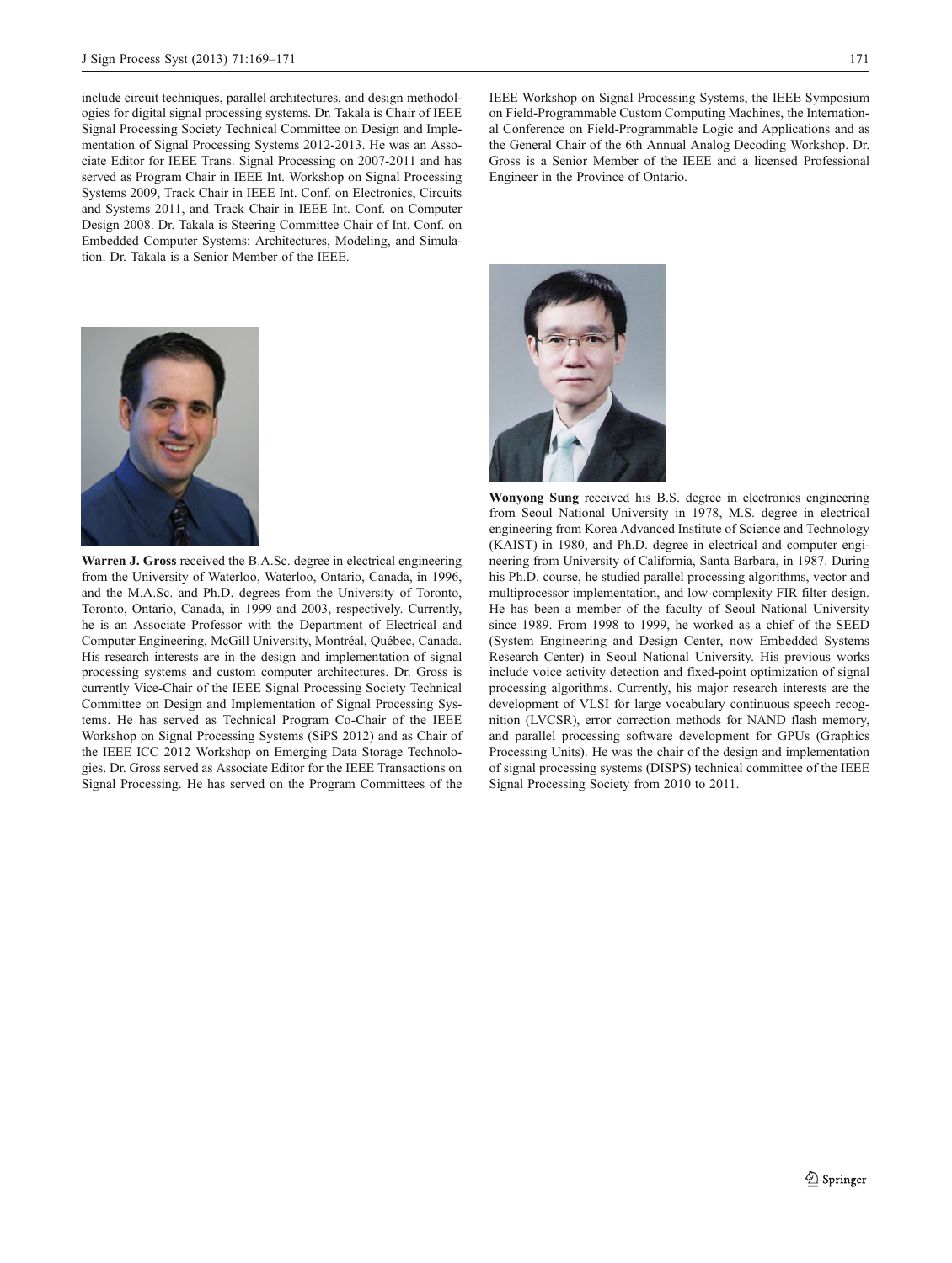include circuit techniques, parallel architectures, and design methodologies for digital signal processing systems. Dr. Takala is Chair of IEEE Signal Processing Society Technical Committee on Design and Implementation of Signal Processing Systems 2012-2013. He was an Associate Editor for IEEE Trans. Signal Processing on 2007-2011 and has served as Program Chair in IEEE Int. Workshop on Signal Processing Systems 2009, Track Chair in IEEE Int. Conf. on Electronics, Circuits and Systems 2011, and Track Chair in IEEE Int. Conf. on Computer Design 2008. Dr. Takala is Steering Committee Chair of Int. Conf. on Embedded Computer Systems: Architectures, Modeling, and Simulation. Dr. Takala is a Senior Member of the IEEE.

**Warren J. Gross** received the B.A.Sc. degree in electrical engineering from the University of Waterloo, Waterloo, Ontario, Canada, in 1996, and the M.A.Sc. and Ph.D. degrees from the University of Toronto, Toronto, Ontario, Canada, in 1999 and 2003, respectively. Currently, he is an Associate Professor with the Department of Electrical and Computer Engineering, McGill University, Montréal, Québec, Canada. His research interests are in the design and implementation of signal processing systems and custom computer architectures. Dr. Gross is currently Vice-Chair of the IEEE Signal Processing Society Technical Committee on Design and Implementation of Signal Processing Systems. He has served as Technical Program Co-Chair of the IEEE Workshop on Signal Processing Systems (SiPS 2012) and as Chair of the IEEE ICC 2012 Workshop on Emerging Data Storage Technologies. Dr. Gross served as Associate Editor for the IEEE Transactions on Signal Processing. He has served on the Program Committees of the IEEE Workshop on Signal Processing Systems, the IEEE Symposium on Field-Programmable Custom Computing Machines, the International Conference on Field-Programmable Logic and Applications and as the General Chair of the 6th Annual Analog Decoding Workshop. Dr. Gross is a Senior Member of the IEEE and a licensed Professional Engineer in the Province of Ontario.

**Wonyong Sung** received his B.S. degree in electronics engineering from Seoul National University in 1978, M.S. degree in electrical engineering from Korea Advanced Institute of Science and Technology (KAIST) in 1980, and Ph.D. degree in electrical and computer engineering from University of California, Santa Barbara, in 1987. During his Ph.D. course, he studied parallel processing algorithms, vector and multiprocessor implementation, and low-complexity FIR filter design. He has been a member of the faculty of Seoul National University since 1989. From 1998 to 1999, he worked as a chief of the SEED (System Engineering and Design Center, now Embedded Systems Research Center) in Seoul National University. His previous works include voice activity detection and fixed-point optimization of signal processing algorithms. Currently, his major research interests are the development of VLSI for large vocabulary continuous speech recognition (LVCSR), error correction methods for NAND flash memory, and parallel processing software development for GPUs (Graphics Processing Units). He was the chair of the design and implementation of signal processing systems (DISPS) technical committee of the IEEE Signal Processing Society from 2010 to 2011.